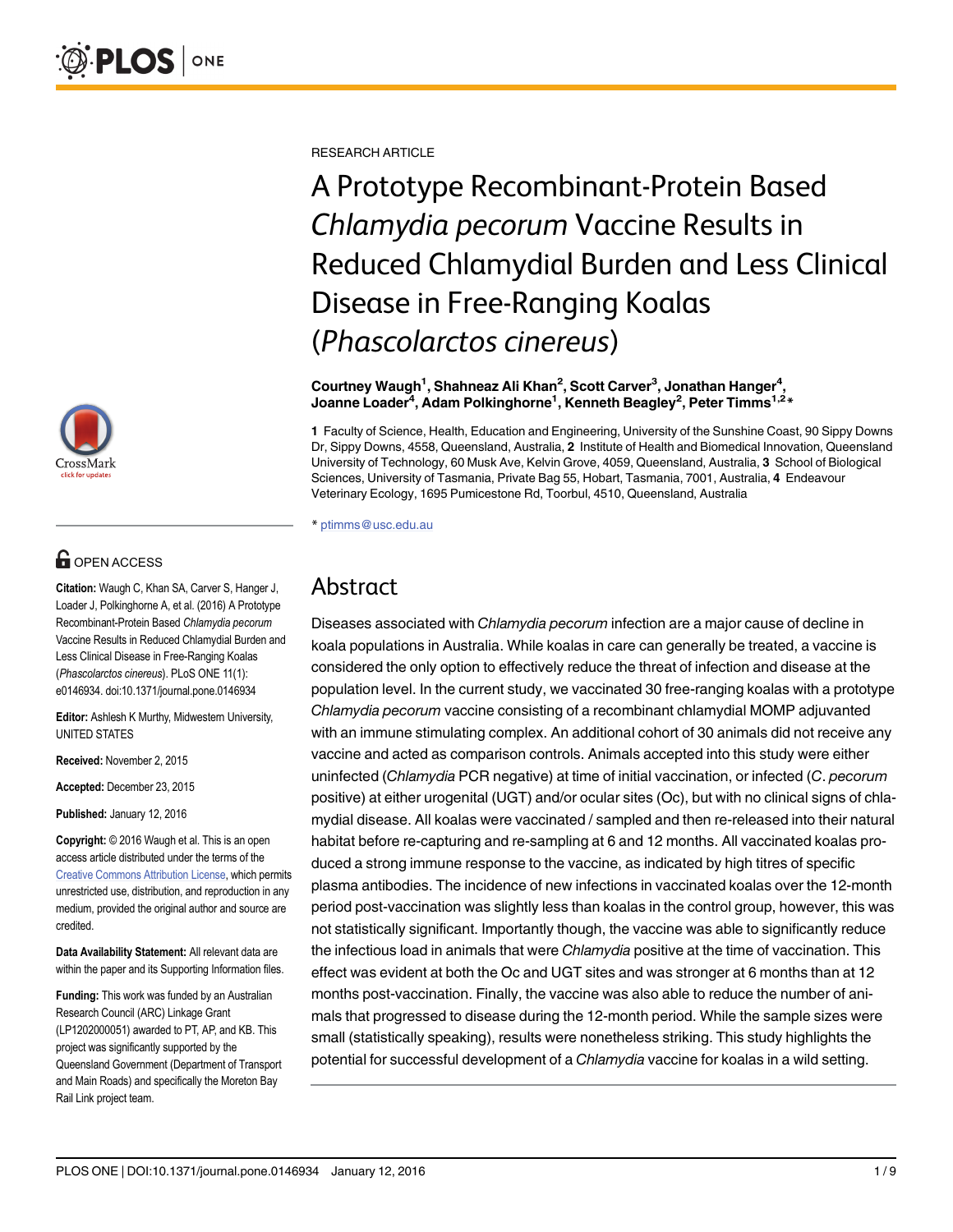RESEARCH ARTICLE

# A Prototype Recombinant-Protein Based *Chlamydia pecorum* Vaccine Results in Reduced Chlamydial Burden and Less Clinical Disease in Free-Ranging Koalas (*Phascolarctos cinereus*)

**Courtney Waugh[1], Shahneaz Ali Khan[2], Scott Carver[3], Jonathan Hanger[4], Joanne Loader[4], Adam Polkinghorne[1], Kenneth Beagley[2], Peter Timms[1,2]***

**1** Faculty of Science, Health, Education and Engineering, University of the Sunshine Coast, 90 Sippy Downs Dr, Sippy Downs, 4558, Queensland, Australia, **2** Institute of Health and Biomedical Innovation, Queensland University of Technology, 60 Musk Ave, Kelvin Grove, 4059, Queensland, Australia, **3** School of Biological Sciences, University of Tasmania, Private Bag 55, Hobart, Tasmania, 7001, Australia, **4** Endeavour Veterinary Ecology, 1695 Pumicestone Rd, Toorbul, 4510, Queensland, Australia

* ptimms@usc.edu.au

OPEN ACCESS

**Citation:** Waugh C, Khan SA, Carver S, Hanger J, Loader J, Polkinghorne A, et al. (2016) A Prototype Recombinant-Protein Based *Chlamydia pecorum* Vaccine Results in Reduced Chlamydial Burden and Less Clinical Disease in Free-Ranging Koalas (*Phascolarctos cinereus*). PLoS ONE 11(1): e0146934. doi:10.1371/journal.pone.0146934

**Editor:** Ashlesh K Murthy, Midwestern University, UNITED STATES

**Received:** November 2, 2015

**Accepted:** December 23, 2015

**Published:** January 12, 2016

**Copyright:** © 2016 Waugh et al. This is an open access article distributed under the terms of the Creative Commons Attribution License, which permits unrestricted use, distribution, and reproduction in any medium, provided the original author and source are credited.

**Data Availability Statement:** All relevant data are within the paper and its Supporting Information files.

**Funding:** This work was funded by an Australian Research Council (ARC) Linkage Grant (LP1202000051) awarded to PT, AP, and KB. This project was significantly supported by the Queensland Government (Department of Transport and Main Roads) and specifically the Moreton Bay Rail Link project team.

## Abstract

Diseases associated with *Chlamydia pecorum* infection are a major cause of decline in koala populations in Australia. While koalas in care can generally be treated, a vaccine is considered the only option to effectively reduce the threat of infection and disease at the population level. In the current study, we vaccinated 30 free-ranging koalas with a prototype *Chlamydia pecorum* vaccine consisting of a recombinant chlamydial MOMP adjuvanted with an immune stimulating complex. An additional cohort of 30 animals did not receive any vaccine and acted as comparison controls. Animals accepted into this study were either uninfected (*Chlamydia* PCR negative) at time of initial vaccination, or infected (*C*. *pecorum* positive) at either urogenital (UGT) and/or ocular sites (Oc), but with no clinical signs of chlamydial disease. All koalas were vaccinated / sampled and then re-released into their natural habitat before re-capturing and re-sampling at 6 and 12 months. All vaccinated koalas produced a strong immune response to the vaccine, as indicated by high titres of specific plasma antibodies. The incidence of new infections in vaccinated koalas over the 12-month period post-vaccination was slightly less than koalas in the control group, however, this was not statistically significant. Importantly though, the vaccine was able to significantly reduce the infectious load in animals that were *Chlamydia* positive at the time of vaccination. This effect was evident at both the Oc and UGT sites and was stronger at 6 months than at 12 months post-vaccination. Finally, the vaccine was also able to reduce the number of animals that progressed to disease during the 12-month period. While the sample sizes were small (statistically speaking), results were nonetheless striking. This study highlights the potential for successful development of a *Chlamydia* vaccine for koalas in a wild setting.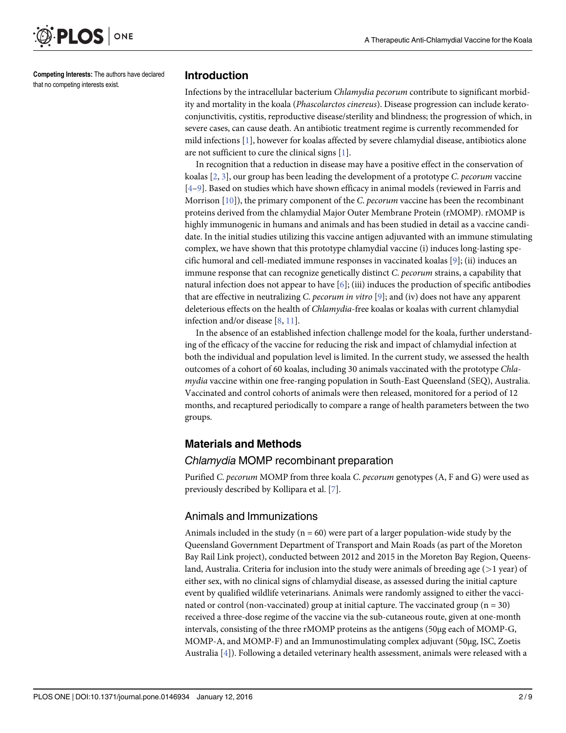**Competing Interests:** The authors have declared that no competing interests exist.

## Introduction

Infections by the intracellular bacterium *Chlamydia pecorum* contribute to significant morbidity and mortality in the koala (*Phascolarctos cinereus*). Disease progression can include keratoconjunctivitis, cystitis, reproductive disease/sterility and blindness; the progression of which, in severe cases, can cause death. An antibiotic treatment regime is currently recommended for mild infections [1], however for koalas affected by severe chlamydial disease, antibiotics alone are not sufficient to cure the clinical signs [1].

In recognition that a reduction in disease may have a positive effect in the conservation of koalas [2, 3], our group has been leading the development of a prototype *C. pecorum* vaccine [4–9]. Based on studies which have shown efficacy in animal models (reviewed in Farris and Morrison [10]), the primary component of the *C. pecorum* vaccine has been the recombinant proteins derived from the chlamydial Major Outer Membrane Protein (rMOMP). rMOMP is highly immunogenic in humans and animals and has been studied in detail as a vaccine candidate. In the initial studies utilizing this vaccine antigen adjuvanted with an immune stimulating complex, we have shown that this prototype chlamydial vaccine (i) induces long-lasting specific humoral and cell-mediated immune responses in vaccinated koalas [9]; (ii) induces an immune response that can recognize genetically distinct *C. pecorum* strains, a capability that natural infection does not appear to have [6]; (iii) induces the production of specific antibodies that are effective in neutralizing *C. pecorum in vitro* [9]; and (iv) does not have any apparent deleterious effects on the health of *Chlamydia*-free koalas or koalas with current chlamydial infection and/or disease [8, 11].

In the absence of an established infection challenge model for the koala, further understanding of the efficacy of the vaccine for reducing the risk and impact of chlamydial infection at both the individual and population level is limited. In the current study, we assessed the health outcomes of a cohort of 60 koalas, including 30 animals vaccinated with the prototype *Chlamydia* vaccine within one free-ranging population in South-East Queensland (SEQ), Australia. Vaccinated and control cohorts of animals were then released, monitored for a period of 12 months, and recaptured periodically to compare a range of health parameters between the two groups.

## Materials and Methods

### *Chlamydia* MOMP recombinant preparation

Purified *C. pecorum* MOMP from three koala *C. pecorum* genotypes (A, F and G) were used as previously described by Kollipara et al. [7].

### Animals and Immunizations

Animals included in the study (n = 60) were part of a larger population-wide study by the Queensland Government Department of Transport and Main Roads (as part of the Moreton Bay Rail Link project), conducted between 2012 and 2015 in the Moreton Bay Region, Queensland, Australia. Criteria for inclusion into the study were animals of breeding age (>1 year) of either sex, with no clinical signs of chlamydial disease, as assessed during the initial capture event by qualified wildlife veterinarians. Animals were randomly assigned to either the vaccinated or control (non-vaccinated) group at initial capture. The vaccinated group (n = 30) received a three-dose regime of the vaccine via the sub-cutaneous route, given at one-month intervals, consisting of the three rMOMP proteins as the antigens (50μg each of MOMP-G, MOMP-A, and MOMP-F) and an Immunostimulating complex adjuvant (50μg, ISC, Zoetis Australia [4]). Following a detailed veterinary health assessment, animals were released with a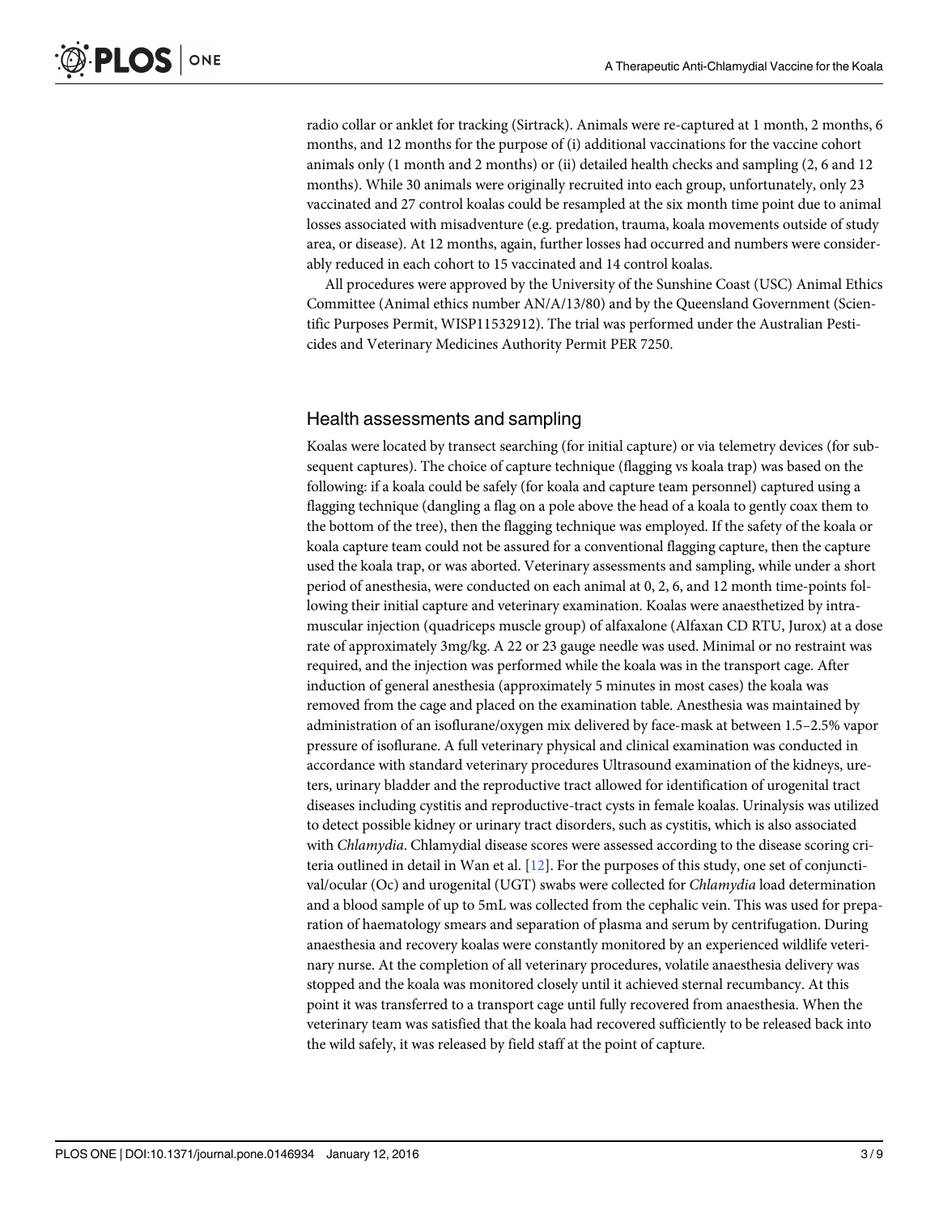radio collar or anklet for tracking (Sirtrack). Animals were re-captured at 1 month, 2 months, 6 months, and 12 months for the purpose of (i) additional vaccinations for the vaccine cohort animals only (1 month and 2 months) or (ii) detailed health checks and sampling (2, 6 and 12 months). While 30 animals were originally recruited into each group, unfortunately, only 23 vaccinated and 27 control koalas could be resampled at the six month time point due to animal losses associated with misadventure (e.g. predation, trauma, koala movements outside of study area, or disease). At 12 months, again, further losses had occurred and numbers were considerably reduced in each cohort to 15 vaccinated and 14 control koalas.

All procedures were approved by the University of the Sunshine Coast (USC) Animal Ethics Committee (Animal ethics number AN/A/13/80) and by the Queensland Government (Scientific Purposes Permit, WISP11532912). The trial was performed under the Australian Pesticides and Veterinary Medicines Authority Permit PER 7250.

## Health assessments and sampling

Koalas were located by transect searching (for initial capture) or via telemetry devices (for subsequent captures). The choice of capture technique (flagging vs koala trap) was based on the following: if a koala could be safely (for koala and capture team personnel) captured using a flagging technique (dangling a flag on a pole above the head of a koala to gently coax them to the bottom of the tree), then the flagging technique was employed. If the safety of the koala or koala capture team could not be assured for a conventional flagging capture, then the capture used the koala trap, or was aborted. Veterinary assessments and sampling, while under a short period of anesthesia, were conducted on each animal at 0, 2, 6, and 12 month time-points following their initial capture and veterinary examination. Koalas were anaesthetized by intramuscular injection (quadriceps muscle group) of alfaxalone (Alfaxan CD RTU, Jurox) at a dose rate of approximately 3mg/kg. A 22 or 23 gauge needle was used. Minimal or no restraint was required, and the injection was performed while the koala was in the transport cage. After induction of general anesthesia (approximately 5 minutes in most cases) the koala was removed from the cage and placed on the examination table. Anesthesia was maintained by administration of an isoflurane/oxygen mix delivered by face-mask at between 1.5–2.5% vapor pressure of isoflurane. A full veterinary physical and clinical examination was conducted in accordance with standard veterinary procedures Ultrasound examination of the kidneys, ureters, urinary bladder and the reproductive tract allowed for identification of urogenital tract diseases including cystitis and reproductive-tract cysts in female koalas. Urinalysis was utilized to detect possible kidney or urinary tract disorders, such as cystitis, which is also associated with *Chlamydia*. Chlamydial disease scores were assessed according to the disease scoring criteria outlined in detail in Wan et al. [12]. For the purposes of this study, one set of conjunctival/ocular (Oc) and urogenital (UGT) swabs were collected for *Chlamydia* load determination and a blood sample of up to 5mL was collected from the cephalic vein. This was used for preparation of haematology smears and separation of plasma and serum by centrifugation. During anaesthesia and recovery koalas were constantly monitored by an experienced wildlife veterinary nurse. At the completion of all veterinary procedures, volatile anaesthesia delivery was stopped and the koala was monitored closely until it achieved sternal recumbancy. At this point it was transferred to a transport cage until fully recovered from anaesthesia. When the veterinary team was satisfied that the koala had recovered sufficiently to be released back into the wild safely, it was released by field staff at the point of capture.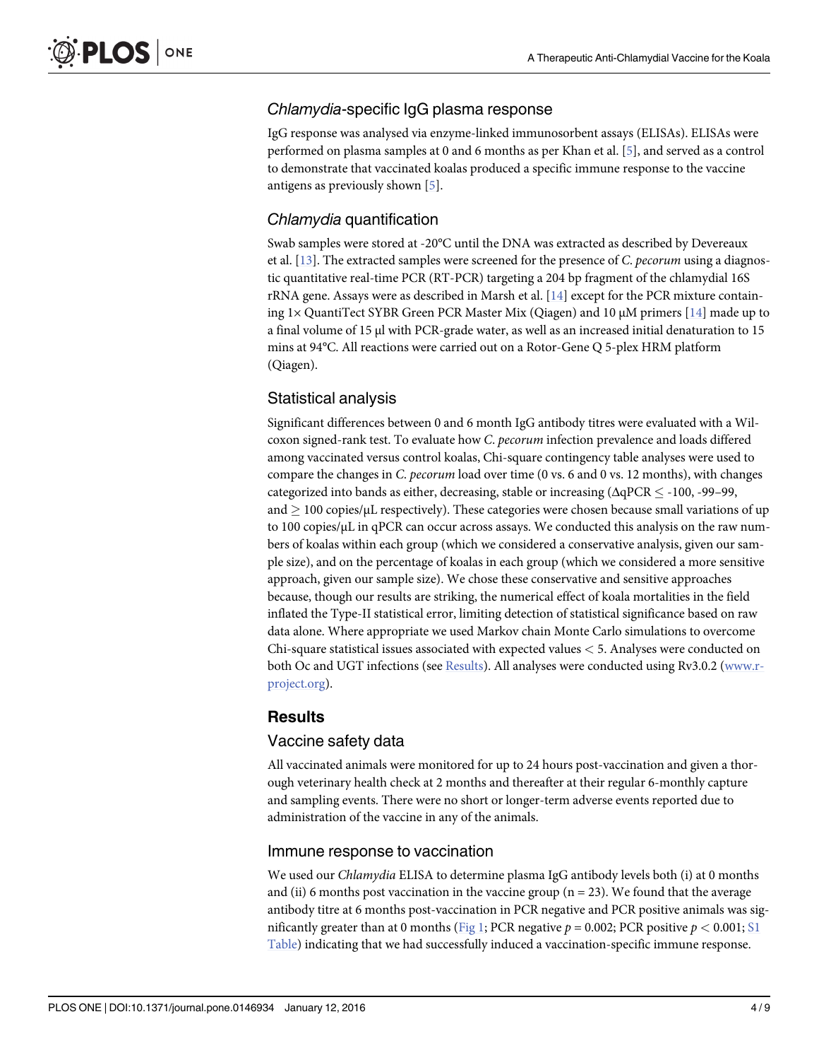### *Chlamydia*-specific IgG plasma response

IgG response was analysed via enzyme-linked immunosorbent assays (ELISAs). ELISAs were performed on plasma samples at 0 and 6 months as per Khan et al. [5], and served as a control to demonstrate that vaccinated koalas produced a specific immune response to the vaccine antigens as previously shown [5].

### *Chlamydia* quantification

Swab samples were stored at -20°C until the DNA was extracted as described by Devereaux et al. [13]. The extracted samples were screened for the presence of *C. pecorum* using a diagnostic quantitative real-time PCR (RT-PCR) targeting a 204 bp fragment of the chlamydial 16S rRNA gene. Assays were as described in Marsh et al. [14] except for the PCR mixture containing 1× QuantiTect SYBR Green PCR Master Mix (Qiagen) and 10 μM primers [14] made up to a final volume of 15 μl with PCR-grade water, as well as an increased initial denaturation to 15 mins at 94°C. All reactions were carried out on a Rotor-Gene Q 5-plex HRM platform (Qiagen).

### Statistical analysis

Significant differences between 0 and 6 month IgG antibody titres were evaluated with a Wilcoxon signed-rank test. To evaluate how *C. pecorum* infection prevalence and loads differed among vaccinated versus control koalas, Chi-square contingency table analyses were used to compare the changes in *C. pecorum* load over time (0 vs. 6 and 0 vs. 12 months), with changes categorized into bands as either, decreasing, stable or increasing ($\Delta$qPCR $\leq$ -100, -99–99, and $\geq$ 100 copies/μL respectively). These categories were chosen because small variations of up to 100 copies/μL in qPCR can occur across assays. We conducted this analysis on the raw numbers of koalas within each group (which we considered a conservative analysis, given our sample size), and on the percentage of koalas in each group (which we considered a more sensitive approach, given our sample size). We chose these conservative and sensitive approaches because, though our results are striking, the numerical effect of koala mortalities in the field inflated the Type-II statistical error, limiting detection of statistical significance based on raw data alone. Where appropriate we used Markov chain Monte Carlo simulations to overcome Chi-square statistical issues associated with expected values $< 5$. Analyses were conducted on both Oc and UGT infections (see Results). All analyses were conducted using Rv3.0.2 (www.r-project.org).

## Results

### Vaccine safety data

All vaccinated animals were monitored for up to 24 hours post-vaccination and given a thorough veterinary health check at 2 months and thereafter at their regular 6-monthly capture and sampling events. There were no short or longer-term adverse events reported due to administration of the vaccine in any of the animals.

### Immune response to vaccination

We used our *Chlamydia* ELISA to determine plasma IgG antibody levels both (i) at 0 months and (ii) 6 months post vaccination in the vaccine group ($n = 23$). We found that the average antibody titre at 6 months post-vaccination in PCR negative and PCR positive animals was significantly greater than at 0 months (Fig 1; PCR negative $p = 0.002$; PCR positive $p < 0.001$; S1 Table) indicating that we had successfully induced a vaccination-specific immune response.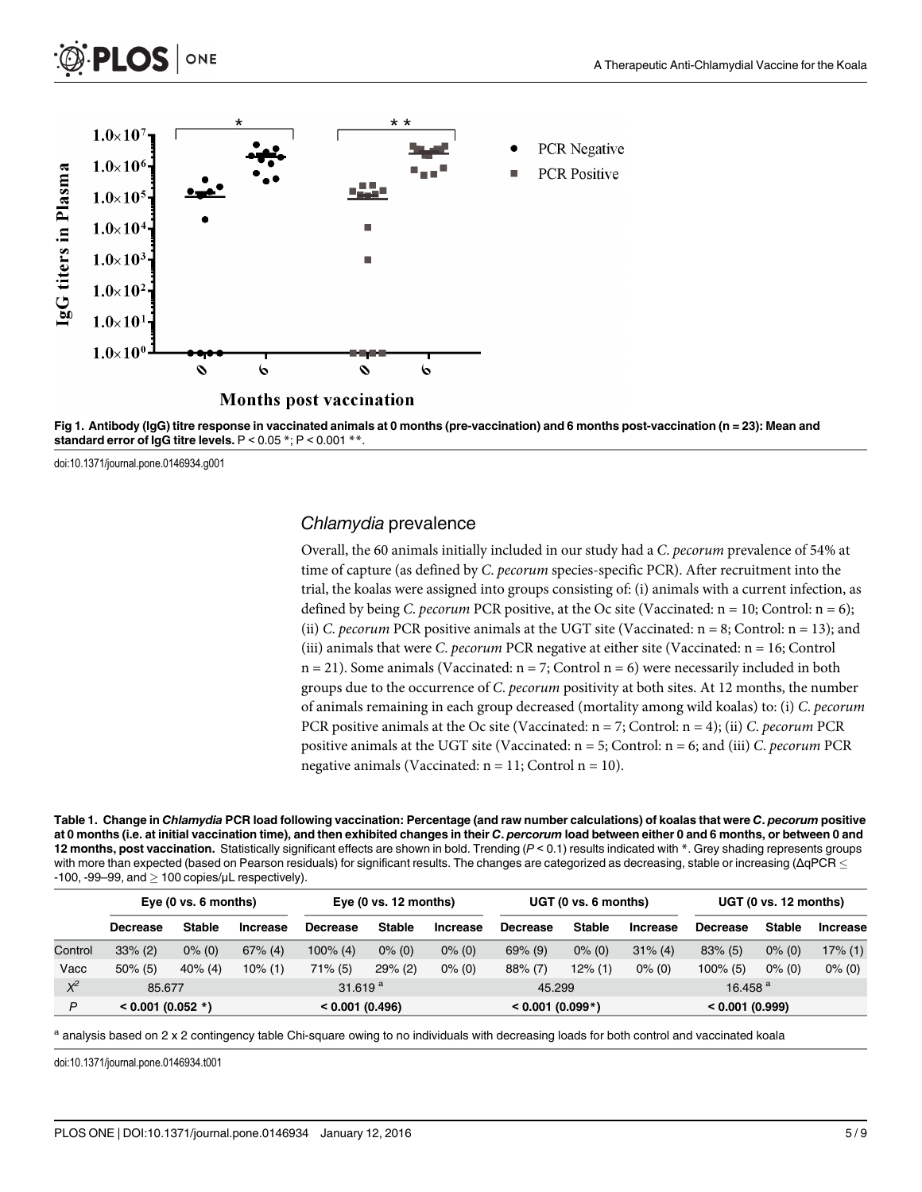IgG titers in Plasma

1.0×10^7

1.0×10^6

1.0×10^5

1.0×10^4

1.0×10^3

1.0×10^2

1.0×10^1

1.0×10^0

*

* *

0 6 0 6

Months post vaccination

PCR Negative

PCR Positive

**Fig 1. Antibody (IgG) titre response in vaccinated animals at 0 months (pre-vaccination) and 6 months post-vaccination (n = 23): Mean and standard error of IgG titre levels.** P < 0.05 *; P < 0.001 **.

doi:10.1371/journal.pone.0146934.g001

## *Chlamydia* prevalence

Overall, the 60 animals initially included in our study had a *C. pecorum* prevalence of 54% at time of capture (as defined by *C. pecorum* species-specific PCR). After recruitment into the trial, the koalas were assigned into groups consisting of: (i) animals with a current infection, as defined by being *C. pecorum* PCR positive, at the Oc site (Vaccinated: n = 10; Control: n = 6); (ii) *C. pecorum* PCR positive animals at the UGT site (Vaccinated: n = 8; Control: n = 13); and (iii) animals that were *C. pecorum* PCR negative at either site (Vaccinated: n = 16; Control n = 21). Some animals (Vaccinated: n = 7; Control n = 6) were necessarily included in both groups due to the occurrence of *C. pecorum* positivity at both sites. At 12 months, the number of animals remaining in each group decreased (mortality among wild koalas) to: (i) *C. pecorum* PCR positive animals at the Oc site (Vaccinated: n = 7; Control: n = 4); (ii) *C. pecorum* PCR positive animals at the UGT site (Vaccinated: n = 5; Control: n = 6; and (iii) *C. pecorum* PCR negative animals (Vaccinated: n = 11; Control n = 10).

**Table 1. Change in *Chlamydia* PCR load following vaccination: Percentage (and raw number calculations) of koalas that were *C. pecorum* positive at 0 months (i.e. at initial vaccination time), and then exhibited changes in their *C. percorum* load between either 0 and 6 months, or between 0 and 12 months, post vaccination.** Statistically significant effects are shown in bold. Trending ($P < 0.1$) results indicated with *. Grey shading represents groups with more than expected (based on Pearson residuals) for significant results. The changes are categorized as decreasing, stable or increasing (ΔqPCR ≤ -100, -99–99, and ≥ 100 copies/μL respectively).

| | Eye (0 vs. 6 months) | | | Eye (0 vs. 12 months) | | | UGT (0 vs. 6 months) | | | UGT (0 vs. 12 months) | | |
|---|---|---|---|---|---|---|---|---|---|---|---|---|
| | Decrease | Stable | Increase | Decrease | Stable | Increase | Decrease | Stable | Increase | Decrease | Stable | Increase |
| Control | 33% (2) | 0% (0) | 67% (4) | 100% (4) | 0% (0) | 0% (0) | 69% (9) | 0% (0) | 31% (4) | 83% (5) | 0% (0) | 17% (1) |
| Vacc | 50% (5) | 40% (4) | 10% (1) | 71% (5) | 29% (2) | 0% (0) | 88% (7) | 12% (1) | 0% (0) | 100% (5) | 0% (0) | 0% (0) |
| $X^2$ | 85.677 | | | 31.619 [a] | | | 45.299 | | | 16.458 [a] | | |
| $P$ | **< 0.001 (0.052 *)** | | | **< 0.001 (0.496)** | | | **< 0.001 (0.099*)** | | | **< 0.001 (0.999)** | | |

[a] analysis based on 2 x 2 contingency table Chi-square owing to no individuals with decreasing loads for both control and vaccinated koala

doi:10.1371/journal.pone.0146934.t001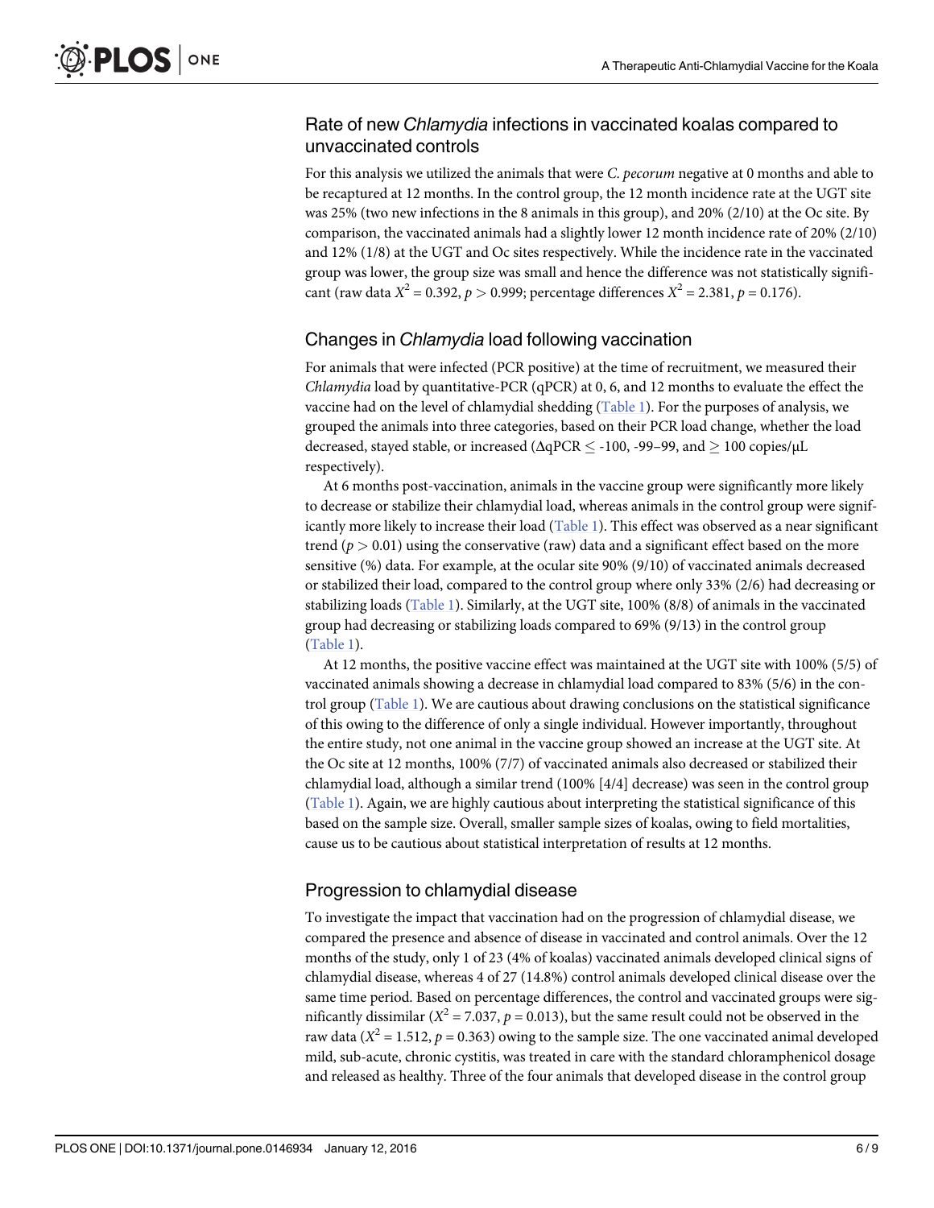## Rate of new *Chlamydia* infections in vaccinated koalas compared to unvaccinated controls

For this analysis we utilized the animals that were *C. pecorum* negative at 0 months and able to be recaptured at 12 months. In the control group, the 12 month incidence rate at the UGT site was 25% (two new infections in the 8 animals in this group), and 20% (2/10) at the Oc site. By comparison, the vaccinated animals had a slightly lower 12 month incidence rate of 20% (2/10) and 12% (1/8) at the UGT and Oc sites respectively. While the incidence rate in the vaccinated group was lower, the group size was small and hence the difference was not statistically significant (raw data $X^2 = 0.392$, $p > 0.999$; percentage differences $X^2 = 2.381$, $p = 0.176$).

## Changes in *Chlamydia* load following vaccination

For animals that were infected (PCR positive) at the time of recruitment, we measured their *Chlamydia* load by quantitative-PCR (qPCR) at 0, 6, and 12 months to evaluate the effect the vaccine had on the level of chlamydial shedding (Table 1). For the purposes of analysis, we grouped the animals into three categories, based on their PCR load change, whether the load decreased, stayed stable, or increased ($\Delta$qPCR $\leq$ -100, -99–99, and $\geq$ 100 copies/µL respectively).

At 6 months post-vaccination, animals in the vaccine group were significantly more likely to decrease or stabilize their chlamydial load, whereas animals in the control group were significantly more likely to increase their load (Table 1). This effect was observed as a near significant trend ($p > 0.01$) using the conservative (raw) data and a significant effect based on the more sensitive (%) data. For example, at the ocular site 90% (9/10) of vaccinated animals decreased or stabilized their load, compared to the control group where only 33% (2/6) had decreasing or stabilizing loads (Table 1). Similarly, at the UGT site, 100% (8/8) of animals in the vaccinated group had decreasing or stabilizing loads compared to 69% (9/13) in the control group (Table 1).

At 12 months, the positive vaccine effect was maintained at the UGT site with 100% (5/5) of vaccinated animals showing a decrease in chlamydial load compared to 83% (5/6) in the control group (Table 1). We are cautious about drawing conclusions on the statistical significance of this owing to the difference of only a single individual. However importantly, throughout the entire study, not one animal in the vaccine group showed an increase at the UGT site. At the Oc site at 12 months, 100% (7/7) of vaccinated animals also decreased or stabilized their chlamydial load, although a similar trend (100% [4/4] decrease) was seen in the control group (Table 1). Again, we are highly cautious about interpreting the statistical significance of this based on the sample size. Overall, smaller sample sizes of koalas, owing to field mortalities, cause us to be cautious about statistical interpretation of results at 12 months.

## Progression to chlamydial disease

To investigate the impact that vaccination had on the progression of chlamydial disease, we compared the presence and absence of disease in vaccinated and control animals. Over the 12 months of the study, only 1 of 23 (4% of koalas) vaccinated animals developed clinical signs of chlamydial disease, whereas 4 of 27 (14.8%) control animals developed clinical disease over the same time period. Based on percentage differences, the control and vaccinated groups were significantly dissimilar ($X^2 = 7.037$, $p = 0.013$), but the same result could not be observed in the raw data ($X^2 = 1.512$, $p = 0.363$) owing to the sample size. The one vaccinated animal developed mild, sub-acute, chronic cystitis, was treated in care with the standard chloramphenicol dosage and released as healthy. Three of the four animals that developed disease in the control group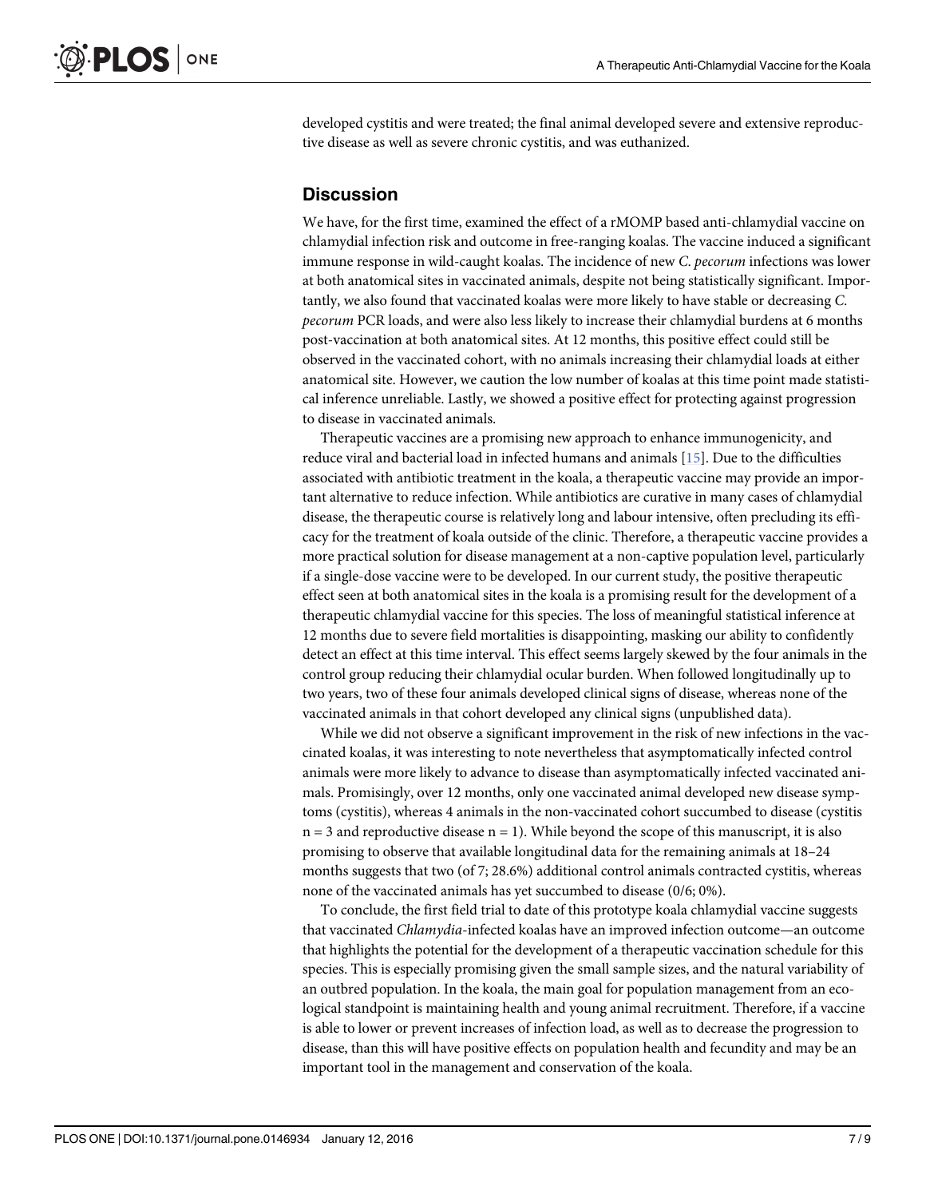developed cystitis and were treated; the final animal developed severe and extensive reproductive disease as well as severe chronic cystitis, and was euthanized.

## Discussion

We have, for the first time, examined the effect of a rMOMP based anti-chlamydial vaccine on chlamydial infection risk and outcome in free-ranging koalas. The vaccine induced a significant immune response in wild-caught koalas. The incidence of new *C*. *pecorum* infections was lower at both anatomical sites in vaccinated animals, despite not being statistically significant. Importantly, we also found that vaccinated koalas were more likely to have stable or decreasing *C*. *pecorum* PCR loads, and were also less likely to increase their chlamydial burdens at 6 months post-vaccination at both anatomical sites. At 12 months, this positive effect could still be observed in the vaccinated cohort, with no animals increasing their chlamydial loads at either anatomical site. However, we caution the low number of koalas at this time point made statistical inference unreliable. Lastly, we showed a positive effect for protecting against progression to disease in vaccinated animals.

Therapeutic vaccines are a promising new approach to enhance immunogenicity, and reduce viral and bacterial load in infected humans and animals [15]. Due to the difficulties associated with antibiotic treatment in the koala, a therapeutic vaccine may provide an important alternative to reduce infection. While antibiotics are curative in many cases of chlamydial disease, the therapeutic course is relatively long and labour intensive, often precluding its efficacy for the treatment of koala outside of the clinic. Therefore, a therapeutic vaccine provides a more practical solution for disease management at a non-captive population level, particularly if a single-dose vaccine were to be developed. In our current study, the positive therapeutic effect seen at both anatomical sites in the koala is a promising result for the development of a therapeutic chlamydial vaccine for this species. The loss of meaningful statistical inference at 12 months due to severe field mortalities is disappointing, masking our ability to confidently detect an effect at this time interval. This effect seems largely skewed by the four animals in the control group reducing their chlamydial ocular burden. When followed longitudinally up to two years, two of these four animals developed clinical signs of disease, whereas none of the vaccinated animals in that cohort developed any clinical signs (unpublished data).

While we did not observe a significant improvement in the risk of new infections in the vaccinated koalas, it was interesting to note nevertheless that asymptomatically infected control animals were more likely to advance to disease than asymptomatically infected vaccinated animals. Promisingly, over 12 months, only one vaccinated animal developed new disease symptoms (cystitis), whereas 4 animals in the non-vaccinated cohort succumbed to disease (cystitis n = 3 and reproductive disease n = 1). While beyond the scope of this manuscript, it is also promising to observe that available longitudinal data for the remaining animals at 18–24 months suggests that two (of 7; 28.6%) additional control animals contracted cystitis, whereas none of the vaccinated animals has yet succumbed to disease (0/6; 0%).

To conclude, the first field trial to date of this prototype koala chlamydial vaccine suggests that vaccinated *Chlamydia*-infected koalas have an improved infection outcome—an outcome that highlights the potential for the development of a therapeutic vaccination schedule for this species. This is especially promising given the small sample sizes, and the natural variability of an outbred population. In the koala, the main goal for population management from an ecological standpoint is maintaining health and young animal recruitment. Therefore, if a vaccine is able to lower or prevent increases of infection load, as well as to decrease the progression to disease, than this will have positive effects on population health and fecundity and may be an important tool in the management and conservation of the koala.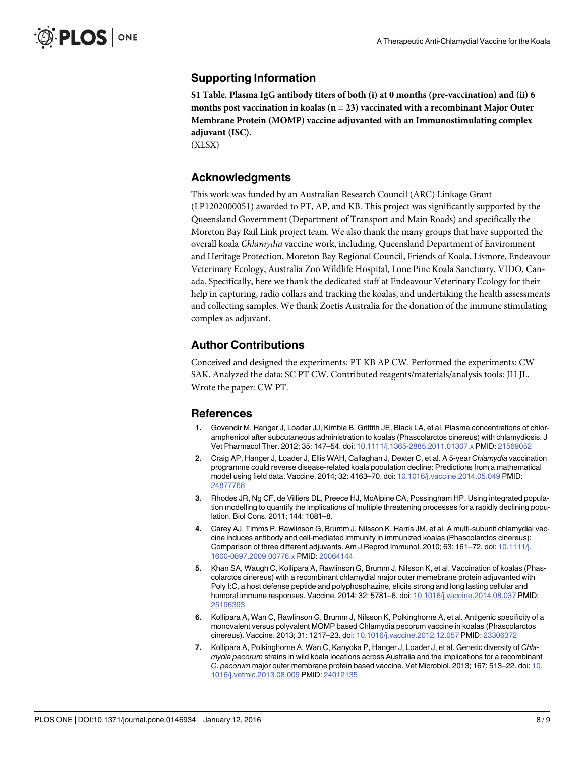## Supporting Information

**S1 Table. Plasma IgG antibody titers of both (i) at 0 months (pre-vaccination) and (ii) 6 months post vaccination in koalas (n = 23) vaccinated with a recombinant Major Outer Membrane Protein (MOMP) vaccine adjuvanted with an Immunostimulating complex adjuvant (ISC).**
(XLSX)

## Acknowledgments

This work was funded by an Australian Research Council (ARC) Linkage Grant (LP1202000051) awarded to PT, AP, and KB. This project was significantly supported by the Queensland Government (Department of Transport and Main Roads) and specifically the Moreton Bay Rail Link project team. We also thank the many groups that have supported the overall koala *Chlamydia* vaccine work, including, Queensland Department of Environment and Heritage Protection, Moreton Bay Regional Council, Friends of Koala, Lismore, Endeavour Veterinary Ecology, Australia Zoo Wildlife Hospital, Lone Pine Koala Sanctuary, VIDO, Canada. Specifically, here we thank the dedicated staff at Endeavour Veterinary Ecology for their help in capturing, radio collars and tracking the koalas, and undertaking the health assessments and collecting samples. We thank Zoetis Australia for the donation of the immune stimulating complex as adjuvant.

## Author Contributions

Conceived and designed the experiments: PT KB AP CW. Performed the experiments: CW SAK. Analyzed the data: SC PT CW. Contributed reagents/materials/analysis tools: JH JL. Wrote the paper: CW PT.

## References

1. Govendir M, Hanger J, Loader JJ, Kimble B, Griffith JE, Black LA, et al. Plasma concentrations of chloramphenicol after subcutaneous administration to koalas (Phascolarctos cinereus) with chlamydiosis. J Vet Pharmacol Ther. 2012; 35: 147–54. doi: 10.1111/j.1365-2885.2011.01307.x PMID: 21569052
2. Craig AP, Hanger J, Loader J, Ellis WAH, Callaghan J, Dexter C, et al. A 5-year *Chlamydia* vaccination programme could reverse disease-related koala population decline: Predictions from a mathematical model using field data. Vaccine. 2014; 32: 4163–70. doi: 10.1016/j.vaccine.2014.05.049 PMID: 24877768
3. Rhodes JR, Ng CF, de Villiers DL, Preece HJ, McAlpine CA, Possingham HP. Using integrated population modelling to quantify the implications of multiple threatening processes for a rapidly declining population. Biol Cons. 2011; 144: 1081–8.
4. Carey AJ, Timms P, Rawlinson G, Brumm J, Nilsson K, Harris JM, et al. A multi-subunit chlamydial vaccine induces antibody and cell-mediated immunity in immunized koalas (Phascolarctos cinereus): Comparison of three different adjuvants. Am J Reprod Immunol. 2010; 63: 161–72. doi: 10.1111/j.1600-0897.2009.00776.x PMID: 20064144
5. Khan SA, Waugh C, Kollipara A, Rawlinson G, Brumm J, Nilsson K, et al. Vaccination of koalas (Phascolarctos cinereus) with a recombinant chlamydial major outer memebrane protein adjuvanted with Poly I:C, a host defense peptide and polyphosphazine, elicits strong and long lasting cellular and humoral immune responses. Vaccine. 2014; 32: 5781–6. doi: 10.1016/j.vaccine.2014.08.037 PMID: 25196393
6. Kollipara A, Wan C, Rawlinson G, Brumm J, Nilsson K, Polkinghorne A, et al. Antigenic specificity of a monovalent versus polyvalent MOMP based Chlamydia pecorum vaccine in koalas (Phascolarctos cinereus). Vaccine. 2013; 31: 1217–23. doi: 10.1016/j.vaccine.2012.12.057 PMID: 23306372
7. Kollipara A, Polkinghorne A, Wan C, Kanyoka P, Hanger J, Loader J, et al. Genetic diversity of *Chlamydia pecorum* strains in wild koala locations across Australia and the implications for a recombinant *C. pecorum* major outer membrane protein based vaccine. Vet Microbiol. 2013; 167: 513–22. doi: 10.1016/j.vetmic.2013.08.009 PMID: 24012135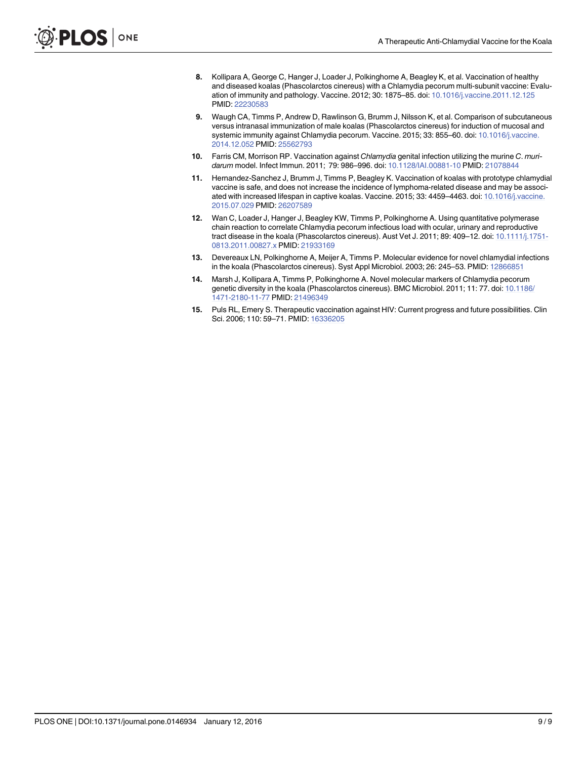8. Kollipara A, George C, Hanger J, Loader J, Polkinghorne A, Beagley K, et al. Vaccination of healthy and diseased koalas (Phascolarctos cinereus) with a Chlamydia pecorum multi-subunit vaccine: Evaluation of immunity and pathology. Vaccine. 2012; 30: 1875–85. doi: 10.1016/j.vaccine.2011.12.125 PMID: 22230583

9. Waugh CA, Timms P, Andrew D, Rawlinson G, Brumm J, Nilsson K, et al. Comparison of subcutaneous versus intranasal immunization of male koalas (Phascolarctos cinereus) for induction of mucosal and systemic immunity against Chlamydia pecorum. Vaccine. 2015; 33: 855–60. doi: 10.1016/j.vaccine.2014.12.052 PMID: 25562793

10. Farris CM, Morrison RP. Vaccination against *Chlamydia* genital infection utilizing the murine *C. muridarum* model. Infect Immun. 2011; 79: 986–996. doi: 10.1128/IAI.00881-10 PMID: 21078844

11. Hernandez-Sanchez J, Brumm J, Timms P, Beagley K. Vaccination of koalas with prototype chlamydial vaccine is safe, and does not increase the incidence of lymphoma-related disease and may be associated with increased lifespan in captive koalas. Vaccine. 2015; 33: 4459–4463. doi: 10.1016/j.vaccine.2015.07.029 PMID: 26207589

12. Wan C, Loader J, Hanger J, Beagley KW, Timms P, Polkinghorne A. Using quantitative polymerase chain reaction to correlate Chlamydia pecorum infectious load with ocular, urinary and reproductive tract disease in the koala (Phascolarctos cinereus). Aust Vet J. 2011; 89: 409–12. doi: 10.1111/j.1751-0813.2011.00827.x PMID: 21933169

13. Devereaux LN, Polkinghorne A, Meijer A, Timms P. Molecular evidence for novel chlamydial infections in the koala (Phascolarctos cinereus). Syst Appl Microbiol. 2003; 26: 245–53. PMID: 12866851

14. Marsh J, Kollipara A, Timms P, Polkinghorne A. Novel molecular markers of Chlamydia pecorum genetic diversity in the koala (Phascolarctos cinereus). BMC Microbiol. 2011; 11: 77. doi: 10.1186/1471-2180-11-77 PMID: 21496349

15. Puls RL, Emery S. Therapeutic vaccination against HIV: Current progress and future possibilities. Clin Sci. 2006; 110: 59–71. PMID: 16336205